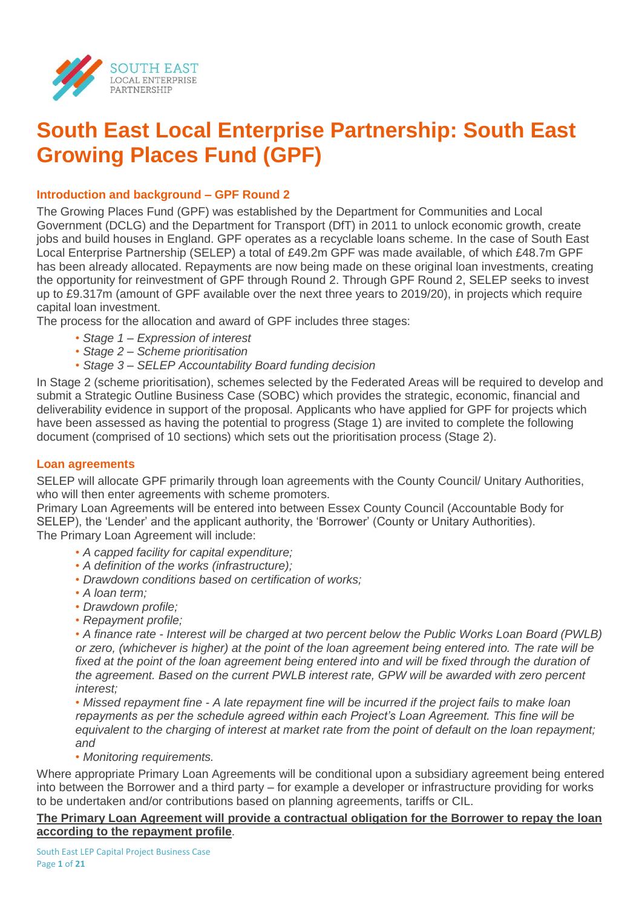# South East Local Enterprise Partnership: South East Growing Places Fund (GPF)

### Introduction and background – GPF Round 2

The Growing Places Fund (GPF) was established by the Department for Communities and Local Government (DCLG) and the Department for Transport (DfT) in 2011 to unlock economic growth, create jobs and build houses in England. GPF operates as a recyclable loans scheme. In the case of South East Local Enterprise Partnership (SELEP) a total of £49.2m GPF was made available, of which £48.7m GPF has been already allocated. Repayments are now being made on these original loan investments, creating the opportunity for reinvestment of GPF through Round 2. Through GPF Round 2, SELEP seeks to invest up to £9.317m (amount of GPF available over the next three years to 2019/20), in projects which require capital loan investment.

The process for the allocation and award of GPF includes three stages:

- *Stage 1 – Expression of interest*
- *Stage 2 – Scheme prioritisation*
- *Stage 3 – SELEP Accountability Board funding decision*

In Stage 2 (scheme prioritisation), schemes selected by the Federated Areas will be required to develop and submit a Strategic Outline Business Case (SOBC) which provides the strategic, economic, financial and deliverability evidence in support of the proposal. Applicants who have applied for GPF for projects which have been assessed as having the potential to progress (Stage 1) are invited to complete the following document (comprised of 10 sections) which sets out the prioritisation process (Stage 2).

### Loan agreements

SELEP will allocate GPF primarily through loan agreements with the County Council/ Unitary Authorities, who will then enter agreements with scheme promoters.

Primary Loan Agreements will be entered into between Essex County Council (Accountable Body for SELEP), the 'Lender' and the applicant authority, the 'Borrower' (County or Unitary Authorities).

The Primary Loan Agreement will include:

- *A capped facility for capital expenditure;*
- *A definition of the works (infrastructure);*
- *Drawdown conditions based on certification of works;*
- *A loan term;*
- *Drawdown profile;*
- *Repayment profile;*
- *A finance rate - Interest will be charged at two percent below the Public Works Loan Board (PWLB) or zero, (whichever is higher) at the point of the loan agreement being entered into. The rate will be fixed at the point of the loan agreement being entered into and will be fixed through the duration of the agreement. Based on the current PWLB interest rate, GPW will be awarded with zero percent interest;*
- *Missed repayment fine - A late repayment fine will be incurred if the project fails to make loan repayments as per the schedule agreed within each Project's Loan Agreement. This fine will be equivalent to the charging of interest at market rate from the point of default on the loan repayment; and*
- *Monitoring requirements.*

Where appropriate Primary Loan Agreements will be conditional upon a subsidiary agreement being entered into between the Borrower and a third party – for example a developer or infrastructure providing for works to be undertaken and/or contributions based on planning agreements, tariffs or CIL.

**<u>The Primary Loan Agreement will provide a contractual obligation for the Borrower to repay the loan according to the repayment profile</u>**.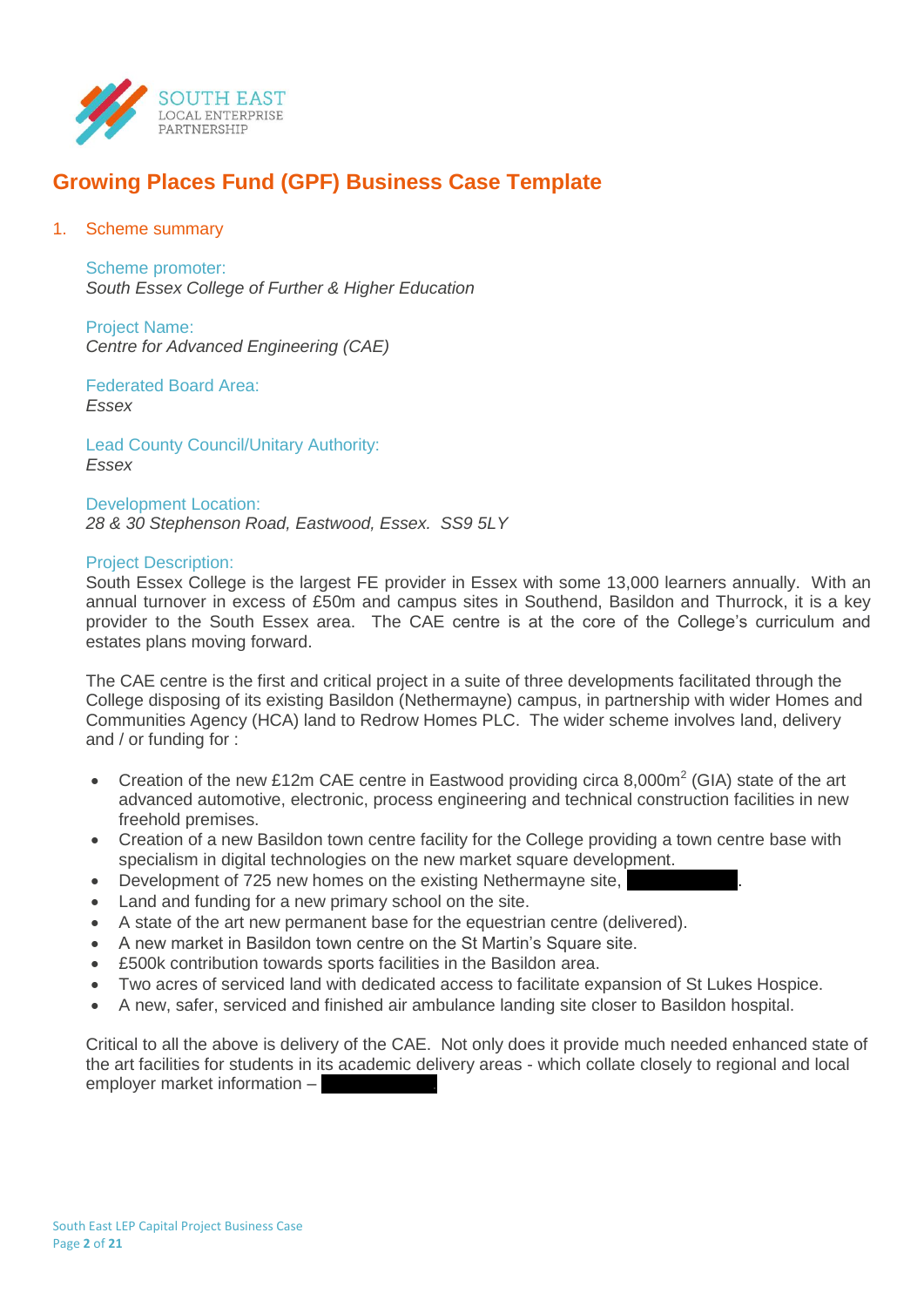# Growing Places Fund (GPF) Business Case Template

## 1. Scheme summary

**Scheme promoter:**
*South Essex College of Further & Higher Education*

**Project Name:**
*Centre for Advanced Engineering (CAE)*

**Federated Board Area:**
*Essex*

**Lead County Council/Unitary Authority:**
*Essex*

**Development Location:**
*28 & 30 Stephenson Road, Eastwood, Essex. SS9 5LY*

**Project Description:**
South Essex College is the largest FE provider in Essex with some 13,000 learners annually. With an annual turnover in excess of £50m and campus sites in Southend, Basildon and Thurrock, it is a key provider to the South Essex area. The CAE centre is at the core of the College's curriculum and estates plans moving forward.

The CAE centre is the first and critical project in a suite of three developments facilitated through the College disposing of its existing Basildon (Nethermayne) campus, in partnership with wider Homes and Communities Agency (HCA) land to Redrow Homes PLC. The wider scheme involves land, delivery and / or funding for :

- Creation of the new £12m CAE centre in Eastwood providing circa 8,000m$^2$ (GIA) state of the art advanced automotive, electronic, process engineering and technical construction facilities in new freehold premises.
- Creation of a new Basildon town centre facility for the College providing a town centre base with specialism in digital technologies on the new market square development.
- Development of 725 new homes on the existing Nethermayne site, [REDACTED].
- Land and funding for a new primary school on the site.
- A state of the art new permanent base for the equestrian centre (delivered).
- A new market in Basildon town centre on the St Martin's Square site.
- £500k contribution towards sports facilities in the Basildon area.
- Two acres of serviced land with dedicated access to facilitate expansion of St Lukes Hospice.
- A new, safer, serviced and finished air ambulance landing site closer to Basildon hospital.

Critical to all the above is delivery of the CAE. Not only does it provide much needed enhanced state of the art facilities for students in its academic delivery areas - which collate closely to regional and local employer market information – [REDACTED].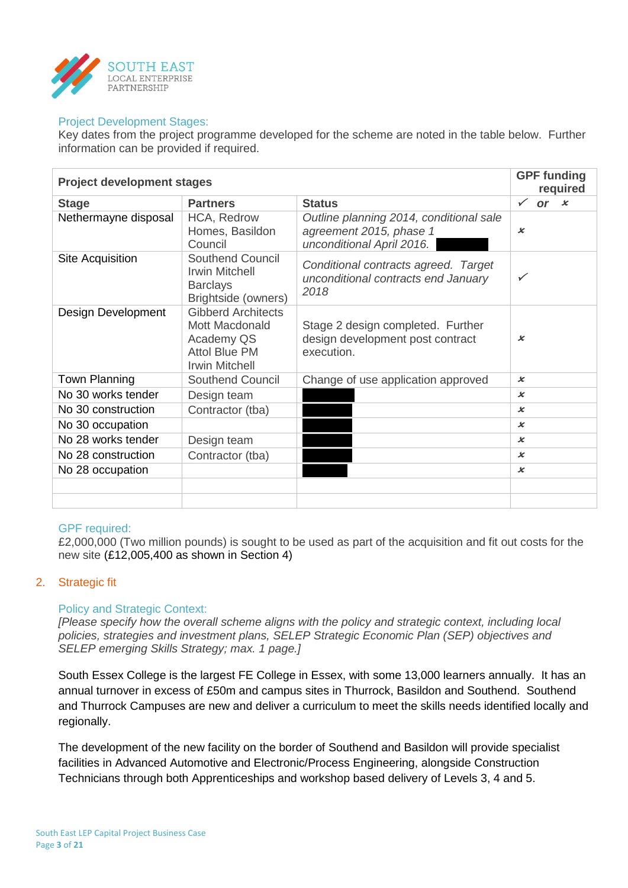### Project Development Stages:

Key dates from the project programme developed for the scheme are noted in the table below. Further information can be provided if required.

| Project development stages | | | GPF funding required |
|---|---|---|---|
| **Stage** | **Partners** | **Status** | ✓ *or* ✗ |
| Nethermayne disposal | HCA, Redrow Homes, Basildon Council | *Outline planning 2014, conditional sale agreement 2015, phase 1 unconditional April 2016.* | ✗ |
| Site Acquisition | Southend Council<br>Irwin Mitchell<br>Barclays<br>Brightside (owners) | *Conditional contracts agreed. Target unconditional contracts end January 2018* | ✓ |
| Design Development | Gibberd Architects<br>Mott Macdonald<br>Academy QS<br>Attol Blue PM<br>Irwin Mitchell | Stage 2 design completed. Further design development post contract execution. | ✗ |
| Town Planning | Southend Council | Change of use application approved | ✗ |
| No 30 works tender | Design team | | ✗ |
| No 30 construction | Contractor (tba) | | ✗ |
| No 30 occupation | | | ✗ |
| No 28 works tender | Design team | | ✗ |
| No 28 construction | Contractor (tba) | | ✗ |
| No 28 occupation | | | ✗ |
| | | | |
| | | | |

### GPF required:

£2,000,000 (Two million pounds) is sought to be used as part of the acquisition and fit out costs for the new site (£12,005,400 as shown in Section 4)

## 2. Strategic fit

### Policy and Strategic Context:

*[Please specify how the overall scheme aligns with the policy and strategic context, including local policies, strategies and investment plans, SELEP Strategic Economic Plan (SEP) objectives and SELEP emerging Skills Strategy; max. 1 page.]*

South Essex College is the largest FE College in Essex, with some 13,000 learners annually. It has an annual turnover in excess of £50m and campus sites in Thurrock, Basildon and Southend. Southend and Thurrock Campuses are new and deliver a curriculum to meet the skills needs identified locally and regionally.

The development of the new facility on the border of Southend and Basildon will provide specialist facilities in Advanced Automotive and Electronic/Process Engineering, alongside Construction Technicians through both Apprenticeships and workshop based delivery of Levels 3, 4 and 5.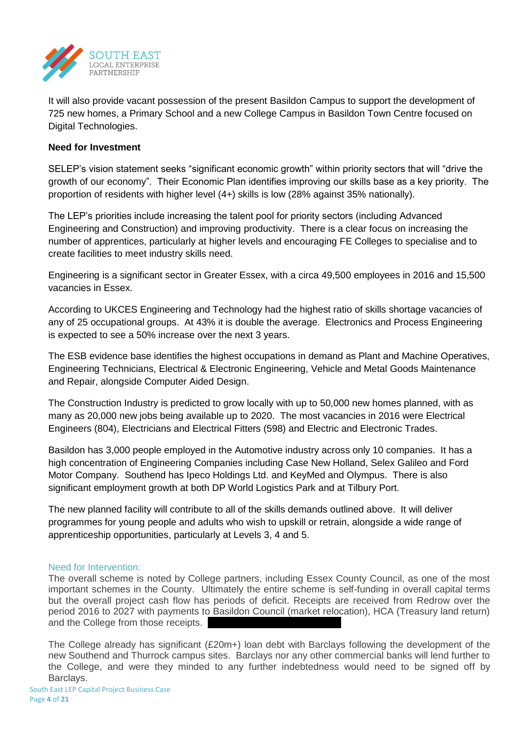It will also provide vacant possession of the present Basildon Campus to support the development of 725 new homes, a Primary School and a new College Campus in Basildon Town Centre focused on Digital Technologies.

**Need for Investment**

SELEP's vision statement seeks "significant economic growth" within priority sectors that will "drive the growth of our economy". Their Economic Plan identifies improving our skills base as a key priority. The proportion of residents with higher level (4+) skills is low (28% against 35% nationally).

The LEP's priorities include increasing the talent pool for priority sectors (including Advanced Engineering and Construction) and improving productivity. There is a clear focus on increasing the number of apprentices, particularly at higher levels and encouraging FE Colleges to specialise and to create facilities to meet industry skills need.

Engineering is a significant sector in Greater Essex, with a circa 49,500 employees in 2016 and 15,500 vacancies in Essex.

According to UKCES Engineering and Technology had the highest ratio of skills shortage vacancies of any of 25 occupational groups. At 43% it is double the average. Electronics and Process Engineering is expected to see a 50% increase over the next 3 years.

The ESB evidence base identifies the highest occupations in demand as Plant and Machine Operatives, Engineering Technicians, Electrical & Electronic Engineering, Vehicle and Metal Goods Maintenance and Repair, alongside Computer Aided Design.

The Construction Industry is predicted to grow locally with up to 50,000 new homes planned, with as many as 20,000 new jobs being available up to 2020. The most vacancies in 2016 were Electrical Engineers (804), Electricians and Electrical Fitters (598) and Electric and Electronic Trades.

Basildon has 3,000 people employed in the Automotive industry across only 10 companies. It has a high concentration of Engineering Companies including Case New Holland, Selex Galileo and Ford Motor Company. Southend has Ipeco Holdings Ltd. and KeyMed and Olympus. There is also significant employment growth at both DP World Logistics Park and at Tilbury Port.

The new planned facility will contribute to all of the skills demands outlined above. It will deliver programmes for young people and adults who wish to upskill or retrain, alongside a wide range of apprenticeship opportunities, particularly at Levels 3, 4 and 5.

## Need for Intervention:

The overall scheme is noted by College partners, including Essex County Council, as one of the most important schemes in the County. Ultimately the entire scheme is self-funding in overall capital terms but the overall project cash flow has periods of deficit. Receipts are received from Redrow over the period 2016 to 2027 with payments to Basildon Council (market relocation), HCA (Treasury land return) and the College from those receipts.

The College already has significant (£20m+) loan debt with Barclays following the development of the new Southend and Thurrock campus sites. Barclays nor any other commercial banks will lend further to the College, and were they minded to any further indebtedness would need to be signed off by Barclays.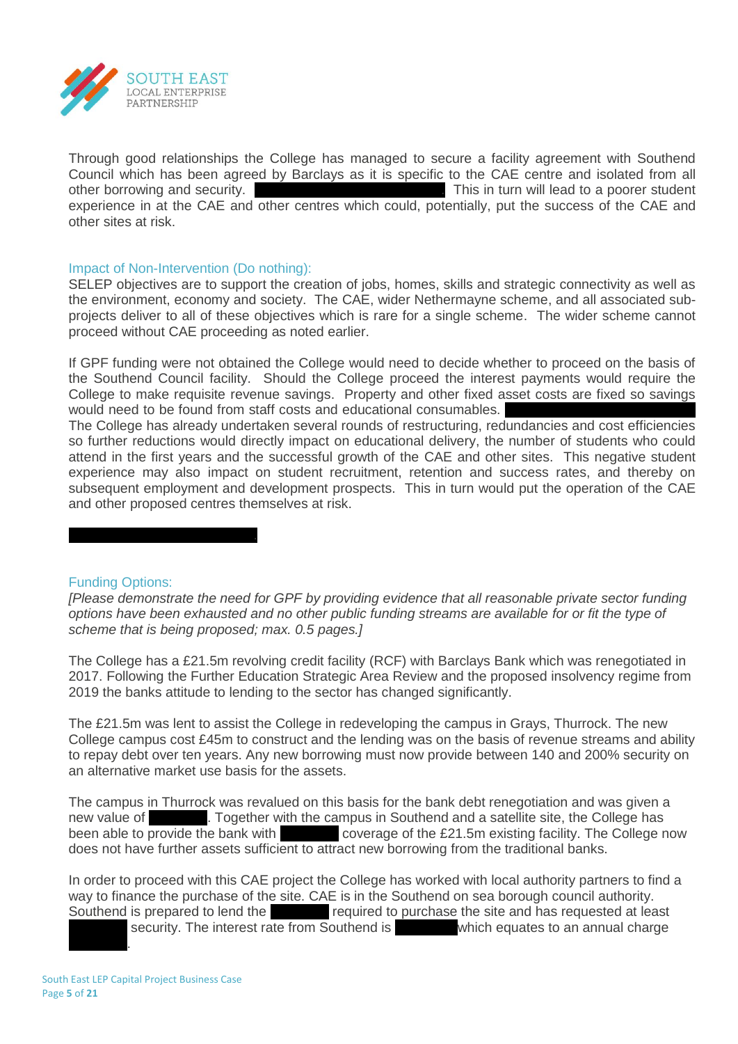Through good relationships the College has managed to secure a facility agreement with Southend Council which has been agreed by Barclays as it is specific to the CAE centre and isolated from all other borrowing and security. ████████████████████. This in turn will lead to a poorer student experience in at the CAE and other centres which could, potentially, put the success of the CAE and other sites at risk.

## Impact of Non-Intervention (Do nothing):

SELEP objectives are to support the creation of jobs, homes, skills and strategic connectivity as well as the environment, economy and society. The CAE, wider Nethermayne scheme, and all associated sub-projects deliver to all of these objectives which is rare for a single scheme. The wider scheme cannot proceed without CAE proceeding as noted earlier.

If GPF funding were not obtained the College would need to decide whether to proceed on the basis of the Southend Council facility. Should the College proceed the interest payments would require the College to make requisite revenue savings. Property and other fixed asset costs are fixed so savings would need to be found from staff costs and educational consumables. ████████████████████
The College has already undertaken several rounds of restructuring, redundancies and cost efficiencies so further reductions would directly impact on educational delivery, the number of students who could attend in the first years and the successful growth of the CAE and other sites. This negative student experience may also impact on student recruitment, retention and success rates, and thereby on subsequent employment and development prospects. This in turn would put the operation of the CAE and other proposed centres themselves at risk.

████████████████████

## Funding Options:

*[Please demonstrate the need for GPF by providing evidence that all reasonable private sector funding options have been exhausted and no other public funding streams are available for or fit the type of scheme that is being proposed; max. 0.5 pages.]*

The College has a £21.5m revolving credit facility (RCF) with Barclays Bank which was renegotiated in 2017. Following the Further Education Strategic Area Review and the proposed insolvency regime from 2019 the banks attitude to lending to the sector has changed significantly.

The £21.5m was lent to assist the College in redeveloping the campus in Grays, Thurrock. The new College campus cost £45m to construct and the lending was on the basis of revenue streams and ability to repay debt over ten years. Any new borrowing must now provide between 140 and 200% security on an alternative market use basis for the assets.

The campus in Thurrock was revalued on this basis for the bank debt renegotiation and was given a new value of ████████. Together with the campus in Southend and a satellite site, the College has been able to provide the bank with ████████ coverage of the £21.5m existing facility. The College now does not have further assets sufficient to attract new borrowing from the traditional banks.

In order to proceed with this CAE project the College has worked with local authority partners to find a way to finance the purchase of the site. CAE is in the Southend on sea borough council authority. Southend is prepared to lend the ████████ required to purchase the site and has requested at least ████████ security. The interest rate from Southend is ████████ which equates to an annual charge ████████.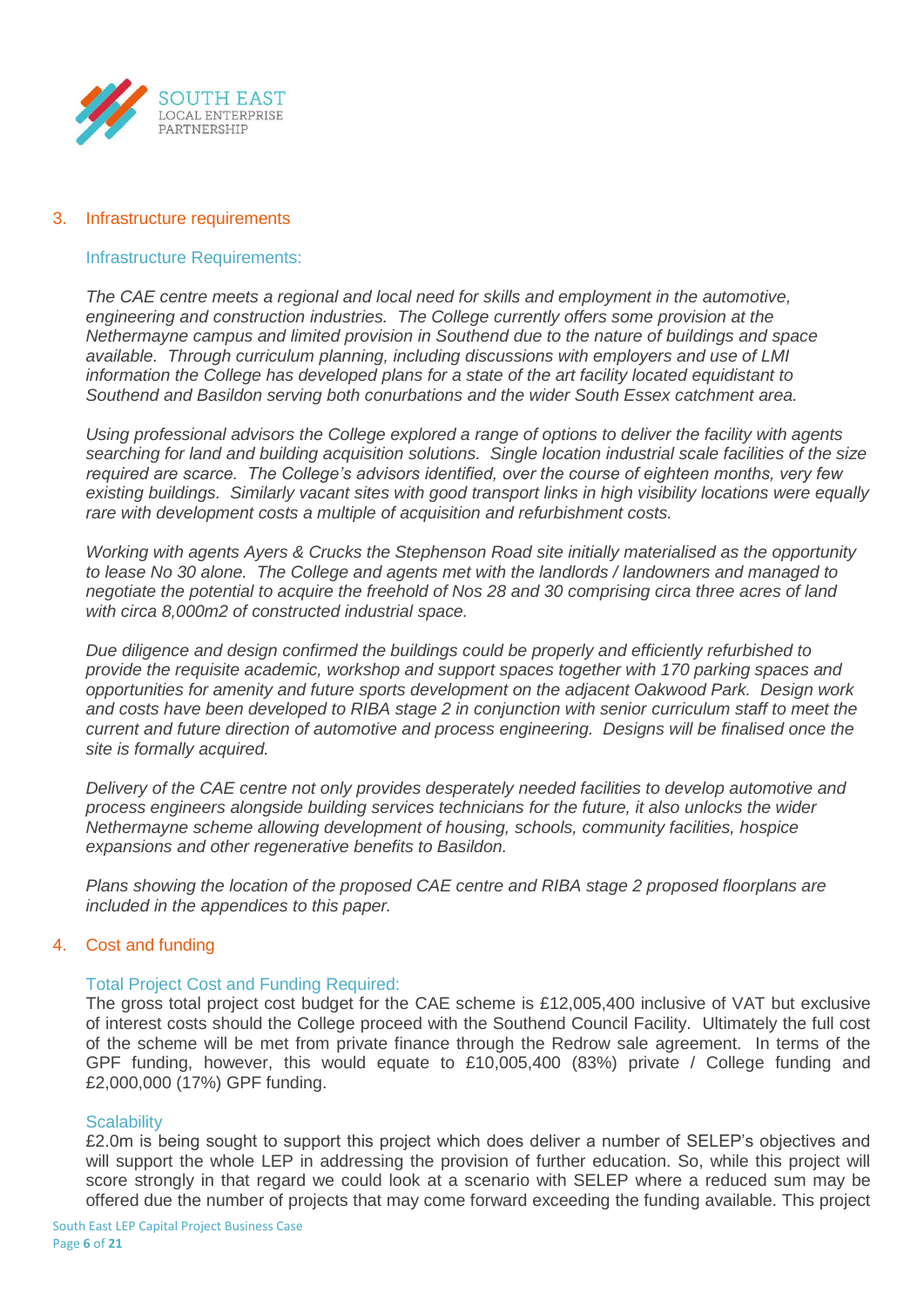## 3. Infrastructure requirements

### Infrastructure Requirements:

*The CAE centre meets a regional and local need for skills and employment in the automotive, engineering and construction industries. The College currently offers some provision at the Nethermayne campus and limited provision in Southend due to the nature of buildings and space available. Through curriculum planning, including discussions with employers and use of LMI information the College has developed plans for a state of the art facility located equidistant to Southend and Basildon serving both conurbations and the wider South Essex catchment area.*

*Using professional advisors the College explored a range of options to deliver the facility with agents searching for land and building acquisition solutions. Single location industrial scale facilities of the size required are scarce. The College's advisors identified, over the course of eighteen months, very few existing buildings. Similarly vacant sites with good transport links in high visibility locations were equally rare with development costs a multiple of acquisition and refurbishment costs.*

*Working with agents Ayers & Crucks the Stephenson Road site initially materialised as the opportunity to lease No 30 alone. The College and agents met with the landlords / landowners and managed to negotiate the potential to acquire the freehold of Nos 28 and 30 comprising circa three acres of land with circa 8,000m2 of constructed industrial space.*

*Due diligence and design confirmed the buildings could be properly and efficiently refurbished to provide the requisite academic, workshop and support spaces together with 170 parking spaces and opportunities for amenity and future sports development on the adjacent Oakwood Park. Design work and costs have been developed to RIBA stage 2 in conjunction with senior curriculum staff to meet the current and future direction of automotive and process engineering. Designs will be finalised once the site is formally acquired.*

*Delivery of the CAE centre not only provides desperately needed facilities to develop automotive and process engineers alongside building services technicians for the future, it also unlocks the wider Nethermayne scheme allowing development of housing, schools, community facilities, hospice expansions and other regenerative benefits to Basildon.*

*Plans showing the location of the proposed CAE centre and RIBA stage 2 proposed floorplans are included in the appendices to this paper.*

## 4. Cost and funding

### Total Project Cost and Funding Required:

The gross total project cost budget for the CAE scheme is £12,005,400 inclusive of VAT but exclusive of interest costs should the College proceed with the Southend Council Facility. Ultimately the full cost of the scheme will be met from private finance through the Redrow sale agreement. In terms of the GPF funding, however, this would equate to £10,005,400 (83%) private / College funding and £2,000,000 (17%) GPF funding.

### Scalability

£2.0m is being sought to support this project which does deliver a number of SELEP's objectives and will support the whole LEP in addressing the provision of further education. So, while this project will score strongly in that regard we could look at a scenario with SELEP where a reduced sum may be offered due the number of projects that may come forward exceeding the funding available. This project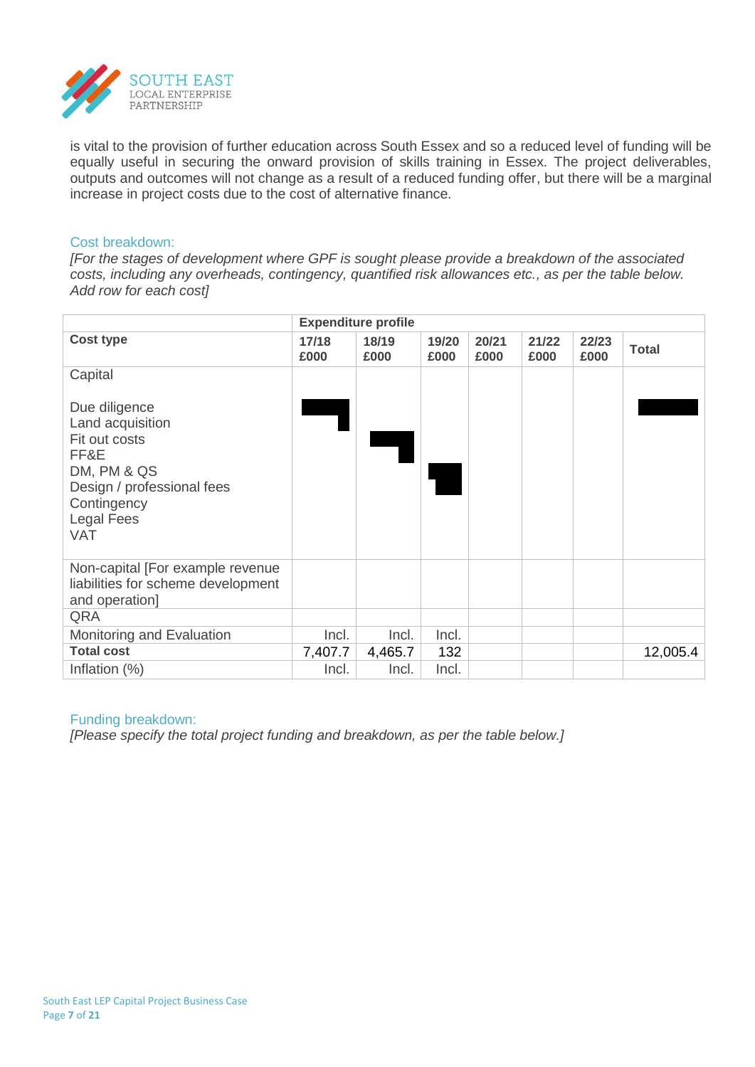is vital to the provision of further education across South Essex and so a reduced level of funding will be equally useful in securing the onward provision of skills training in Essex. The project deliverables, outputs and outcomes will not change as a result of a reduced funding offer, but there will be a marginal increase in project costs due to the cost of alternative finance.

### Cost breakdown:

*[For the stages of development where GPF is sought please provide a breakdown of the associated costs, including any overheads, contingency, quantified risk allowances etc., as per the table below. Add row for each cost]*

| | **Expenditure profile** | | | | | | |
|---|---|---|---|---|---|---|---|
| **Cost type** | **17/18 £000** | **18/19 £000** | **19/20 £000** | **20/21 £000** | **21/22 £000** | **22/23 £000** | **Total** |
| Capital<br><br>Due diligence<br>Land acquisition<br>Fit out costs<br>FF&E<br>DM, PM & QS<br>Design / professional fees<br>Contingency<br>Legal Fees<br>VAT | [redacted] | [redacted] | [redacted] | | | | [redacted] |
| Non-capital [For example revenue liabilities for scheme development and operation] | | | | | | | |
| QRA | | | | | | | |
| Monitoring and Evaluation | Incl. | Incl. | Incl. | | | | |
| **Total cost** | 7,407.7 | 4,465.7 | 132 | | | | 12,005.4 |
| Inflation (%) | Incl. | Incl. | Incl. | | | | |

### Funding breakdown:

*[Please specify the total project funding and breakdown, as per the table below.]*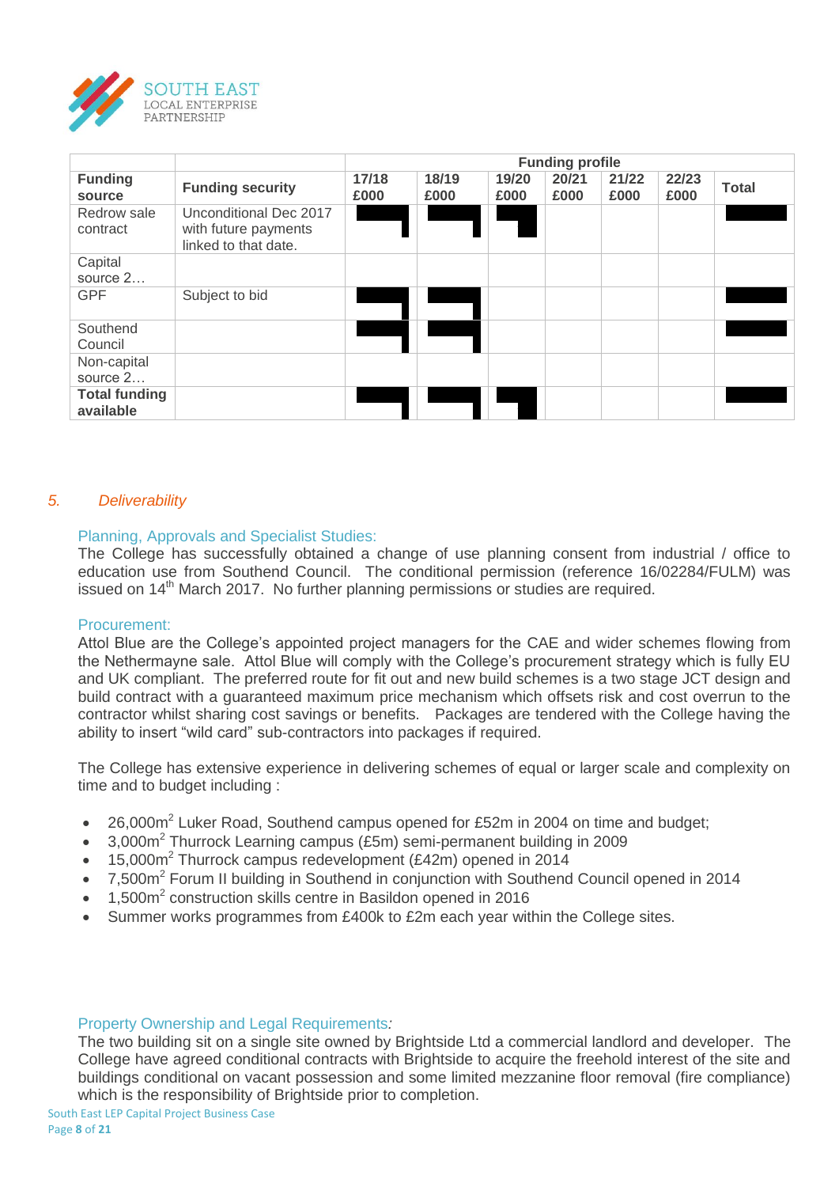| Funding source | Funding security | Funding profile | | | | | | |
|---|---|---|---|---|---|---|---|---|
| | | 17/18 £000 | 18/19 £000 | 19/20 £000 | 20/21 £000 | 21/22 £000 | 22/23 £000 | Total |
| Redrow sale contract | Unconditional Dec 2017 with future payments linked to that date. | █ | █ | █ | | | | █ |
| Capital source 2… | | | | | | | | |
| GPF | Subject to bid | █ | █ | | | | | █ |
| Southend Council | | █ | █ | | | | | █ |
| Non-capital source 2… | | | | | | | | |
| **Total funding available** | | █ | █ | █ | | | | █ |

## 5. *Deliverability*

### Planning, Approvals and Specialist Studies:

The College has successfully obtained a change of use planning consent from industrial / office to education use from Southend Council. The conditional permission (reference 16/02284/FULM) was issued on 14th March 2017. No further planning permissions or studies are required.

### Procurement:

Attol Blue are the College's appointed project managers for the CAE and wider schemes flowing from the Nethermayne sale. Attol Blue will comply with the College's procurement strategy which is fully EU and UK compliant. The preferred route for fit out and new build schemes is a two stage JCT design and build contract with a guaranteed maximum price mechanism which offsets risk and cost overrun to the contractor whilst sharing cost savings or benefits. Packages are tendered with the College having the ability to insert "wild card" sub-contractors into packages if required.

The College has extensive experience in delivering schemes of equal or larger scale and complexity on time and to budget including :

- 26,000m$^2$ Luker Road, Southend campus opened for £52m in 2004 on time and budget;
- 3,000m$^2$ Thurrock Learning campus (£5m) semi-permanent building in 2009
- 15,000m$^2$ Thurrock campus redevelopment (£42m) opened in 2014
- 7,500m$^2$ Forum II building in Southend in conjunction with Southend Council opened in 2014
- 1,500m$^2$ construction skills centre in Basildon opened in 2016
- Summer works programmes from £400k to £2m each year within the College sites.

### Property Ownership and Legal Requirements*:*

The two building sit on a single site owned by Brightside Ltd a commercial landlord and developer. The College have agreed conditional contracts with Brightside to acquire the freehold interest of the site and buildings conditional on vacant possession and some limited mezzanine floor removal (fire compliance) which is the responsibility of Brightside prior to completion.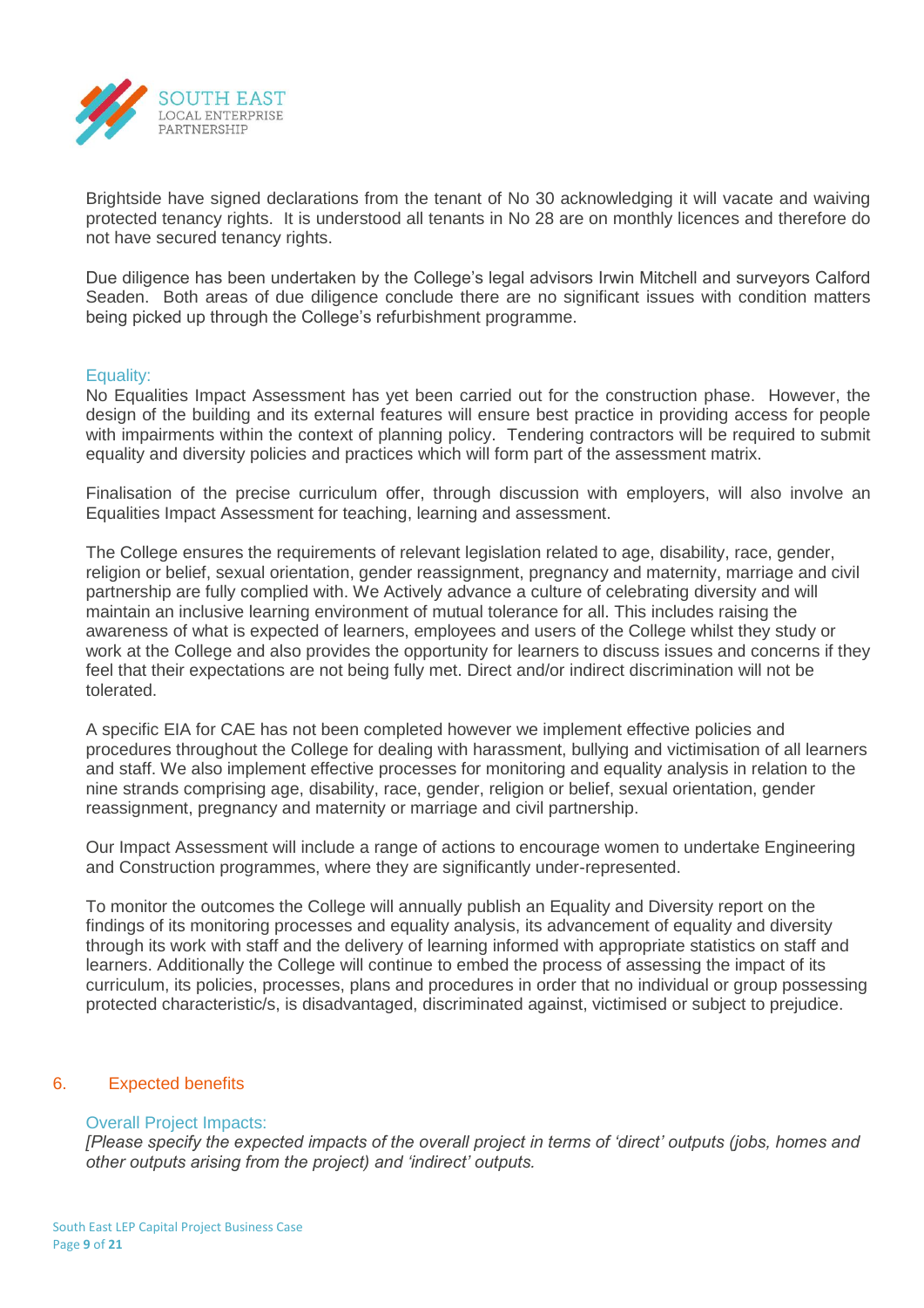Brightside have signed declarations from the tenant of No 30 acknowledging it will vacate and waiving protected tenancy rights. It is understood all tenants in No 28 are on monthly licences and therefore do not have secured tenancy rights.

Due diligence has been undertaken by the College's legal advisors Irwin Mitchell and surveyors Calford Seaden. Both areas of due diligence conclude there are no significant issues with condition matters being picked up through the College's refurbishment programme.

### Equality:

No Equalities Impact Assessment has yet been carried out for the construction phase. However, the design of the building and its external features will ensure best practice in providing access for people with impairments within the context of planning policy. Tendering contractors will be required to submit equality and diversity policies and practices which will form part of the assessment matrix.

Finalisation of the precise curriculum offer, through discussion with employers, will also involve an Equalities Impact Assessment for teaching, learning and assessment.

The College ensures the requirements of relevant legislation related to age, disability, race, gender, religion or belief, sexual orientation, gender reassignment, pregnancy and maternity, marriage and civil partnership are fully complied with. We Actively advance a culture of celebrating diversity and will maintain an inclusive learning environment of mutual tolerance for all. This includes raising the awareness of what is expected of learners, employees and users of the College whilst they study or work at the College and also provides the opportunity for learners to discuss issues and concerns if they feel that their expectations are not being fully met. Direct and/or indirect discrimination will not be tolerated.

A specific EIA for CAE has not been completed however we implement effective policies and procedures throughout the College for dealing with harassment, bullying and victimisation of all learners and staff. We also implement effective processes for monitoring and equality analysis in relation to the nine strands comprising age, disability, race, gender, religion or belief, sexual orientation, gender reassignment, pregnancy and maternity or marriage and civil partnership.

Our Impact Assessment will include a range of actions to encourage women to undertake Engineering and Construction programmes, where they are significantly under-represented.

To monitor the outcomes the College will annually publish an Equality and Diversity report on the findings of its monitoring processes and equality analysis, its advancement of equality and diversity through its work with staff and the delivery of learning informed with appropriate statistics on staff and learners. Additionally the College will continue to embed the process of assessing the impact of its curriculum, its policies, processes, plans and procedures in order that no individual or group possessing protected characteristic/s, is disadvantaged, discriminated against, victimised or subject to prejudice.

## 6. Expected benefits

### Overall Project Impacts:

*[Please specify the expected impacts of the overall project in terms of 'direct' outputs (jobs, homes and other outputs arising from the project) and 'indirect' outputs.*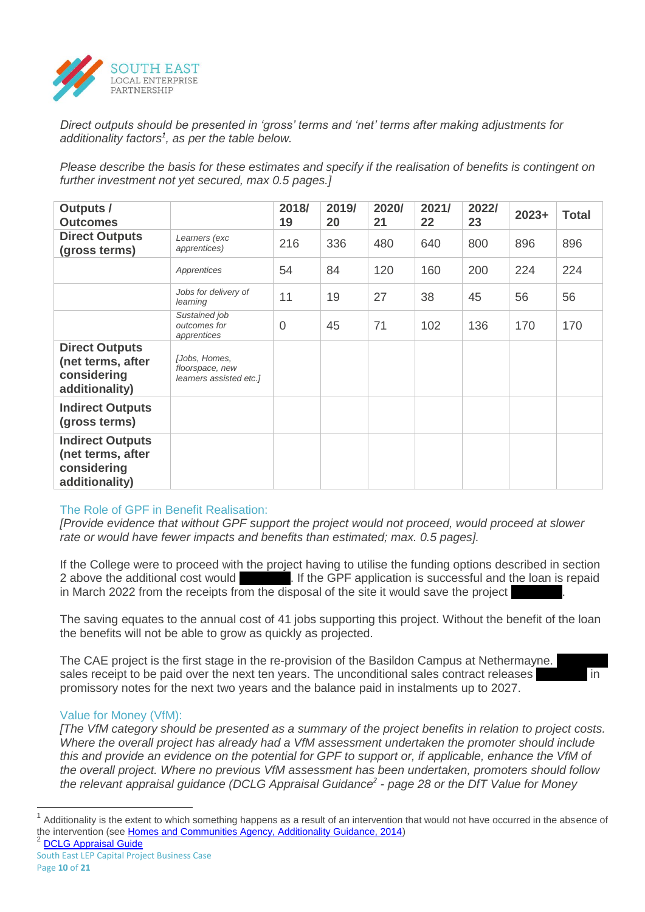*Direct outputs should be presented in 'gross' terms and 'net' terms after making adjustments for additionality factors[1], as per the table below.*

*Please describe the basis for these estimates and specify if the realisation of benefits is contingent on further investment not yet secured, max 0.5 pages.]*

| Outputs / Outcomes | | 2018/19 | 2019/20 | 2020/21 | 2021/22 | 2022/23 | 2023+ | Total |
|---|---|---|---|---|---|---|---|---|
| **Direct Outputs (gross terms)** | *Learners (exc apprentices)* | 216 | 336 | 480 | 640 | 800 | 896 | 896 |
| | *Apprentices* | 54 | 84 | 120 | 160 | 200 | 224 | 224 |
| | *Jobs for delivery of learning* | 11 | 19 | 27 | 38 | 45 | 56 | 56 |
| | *Sustained job outcomes for apprentices* | 0 | 45 | 71 | 102 | 136 | 170 | 170 |
| **Direct Outputs (net terms, after considering additionality)** | *[Jobs, Homes, floorspace, new learners assisted etc.]* | | | | | | | |
| **Indirect Outputs (gross terms)** | | | | | | | | |
| **Indirect Outputs (net terms, after considering additionality)** | | | | | | | | |

## The Role of GPF in Benefit Realisation:

*[Provide evidence that without GPF support the project would not proceed, would proceed at slower rate or would have fewer impacts and benefits than estimated; max. 0.5 pages].*

If the College were to proceed with the project having to utilise the funding options described in section 2 above the additional cost would [REDACTED]. If the GPF application is successful and the loan is repaid in March 2022 from the receipts from the disposal of the site it would save the project [REDACTED].

The saving equates to the annual cost of 41 jobs supporting this project. Without the benefit of the loan the benefits will not be able to grow as quickly as projected.

The CAE project is the first stage in the re-provision of the Basildon Campus at Nethermayne. [REDACTED] sales receipt to be paid over the next ten years. The unconditional sales contract releases [REDACTED] in promissory notes for the next two years and the balance paid in instalments up to 2027.

## Value for Money (VfM):

*[The VfM category should be presented as a summary of the project benefits in relation to project costs. Where the overall project has already had a VfM assessment undertaken the promoter should include this and provide an evidence on the potential for GPF to support or, if applicable, enhance the VfM of the overall project. Where no previous VfM assessment has been undertaken, promoters should follow the relevant appraisal guidance (DCLG Appraisal Guidance[2] - page 28 or the DfT Value for Money*

---

[1] Additionality is the extent to which something happens as a result of an intervention that would not have occurred in the absence of the intervention (see Homes and Communities Agency, Additionality Guidance, 2014)

[2] DCLG Appraisal Guide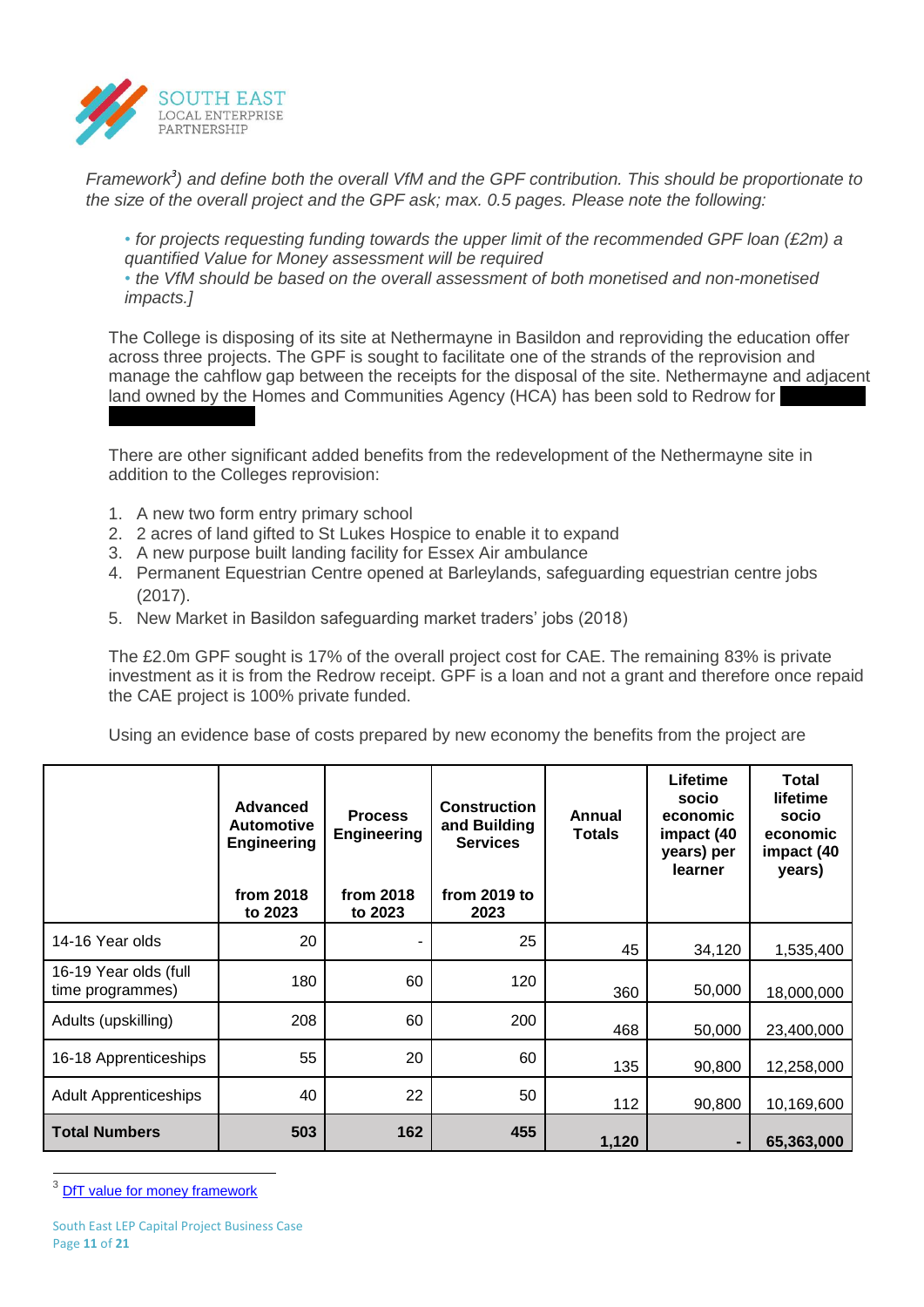*Framework[3]) and define both the overall VfM and the GPF contribution. This should be proportionate to the size of the overall project and the GPF ask; max. 0.5 pages. Please note the following:*

- *for projects requesting funding towards the upper limit of the recommended GPF loan (£2m) a quantified Value for Money assessment will be required*
- *the VfM should be based on the overall assessment of both monetised and non-monetised impacts.]*

The College is disposing of its site at Nethermayne in Basildon and reproviding the education offer across three projects. The GPF is sought to facilitate one of the strands of the reprovision and manage the cahflow gap between the receipts for the disposal of the site. Nethermayne and adjacent land owned by the Homes and Communities Agency (HCA) has been sold to Redrow for

There are other significant added benefits from the redevelopment of the Nethermayne site in addition to the Colleges reprovision:

1. A new two form entry primary school
2. 2 acres of land gifted to St Lukes Hospice to enable it to expand
3. A new purpose built landing facility for Essex Air ambulance
4. Permanent Equestrian Centre opened at Barleylands, safeguarding equestrian centre jobs (2017).
5. New Market in Basildon safeguarding market traders' jobs (2018)

The £2.0m GPF sought is 17% of the overall project cost for CAE. The remaining 83% is private investment as it is from the Redrow receipt. GPF is a loan and not a grant and therefore once repaid the CAE project is 100% private funded.

Using an evidence base of costs prepared by new economy the benefits from the project are

| | Advanced Automotive Engineering from 2018 to 2023 | Process Engineering from 2018 to 2023 | Construction and Building Services from 2019 to 2023 | Annual Totals | Lifetime socio economic impact (40 years) per learner | Total lifetime socio economic impact (40 years) |
|---|---|---|---|---|---|---|
| 14-16 Year olds | 20 | - | 25 | 45 | 34,120 | 1,535,400 |
| 16-19 Year olds (full time programmes) | 180 | 60 | 120 | 360 | 50,000 | 18,000,000 |
| Adults (upskilling) | 208 | 60 | 200 | 468 | 50,000 | 23,400,000 |
| 16-18 Apprenticeships | 55 | 20 | 60 | 135 | 90,800 | 12,258,000 |
| Adult Apprenticeships | 40 | 22 | 50 | 112 | 90,800 | 10,169,600 |
| **Total Numbers** | **503** | **162** | **455** | **1,120** | **-** | **65,363,000** |

[3] DfT value for money framework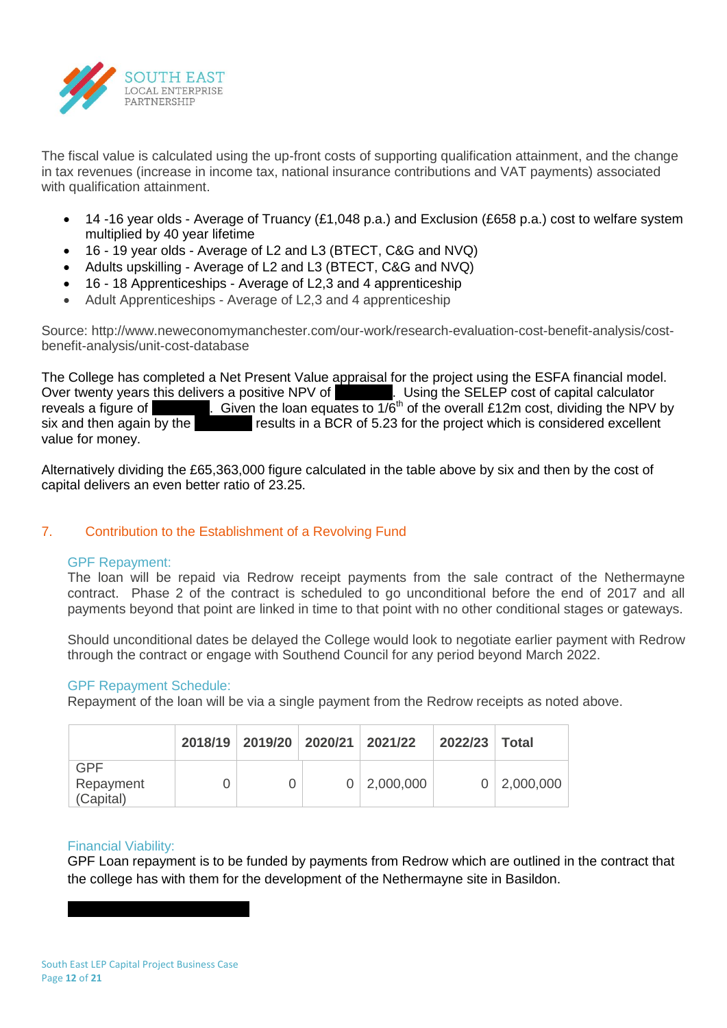The fiscal value is calculated using the up-front costs of supporting qualification attainment, and the change in tax revenues (increase in income tax, national insurance contributions and VAT payments) associated with qualification attainment.

- 14 -16 year olds - Average of Truancy (£1,048 p.a.) and Exclusion (£658 p.a.) cost to welfare system multiplied by 40 year lifetime
- 16 - 19 year olds - Average of L2 and L3 (BTECT, C&G and NVQ)
- Adults upskilling - Average of L2 and L3 (BTECT, C&G and NVQ)
- 16 - 18 Apprenticeships - Average of L2,3 and 4 apprenticeship
- Adult Apprenticeships - Average of L2,3 and 4 apprenticeship

Source: http://www.neweconomymanchester.com/our-work/research-evaluation-cost-benefit-analysis/cost-benefit-analysis/unit-cost-database

The College has completed a Net Present Value appraisal for the project using the ESFA financial model. Over twenty years this delivers a positive NPV of ████████. Using the SELEP cost of capital calculator reveals a figure of ████████. Given the loan equates to 1/6th of the overall £12m cost, dividing the NPV by six and then again by the ████████ results in a BCR of 5.23 for the project which is considered excellent value for money.

Alternatively dividing the £65,363,000 figure calculated in the table above by six and then by the cost of capital delivers an even better ratio of 23.25.

## 7. Contribution to the Establishment of a Revolving Fund

### GPF Repayment:

The loan will be repaid via Redrow receipt payments from the sale contract of the Nethermayne contract. Phase 2 of the contract is scheduled to go unconditional before the end of 2017 and all payments beyond that point are linked in time to that point with no other conditional stages or gateways.

Should unconditional dates be delayed the College would look to negotiate earlier payment with Redrow through the contract or engage with Southend Council for any period beyond March 2022.

### GPF Repayment Schedule:

Repayment of the loan will be via a single payment from the Redrow receipts as noted above.

| | 2018/19 | 2019/20 | 2020/21 | 2021/22 | 2022/23 | Total |
|---|---|---|---|---|---|---|
| GPF Repayment (Capital) | 0 | 0 | 0 | 2,000,000 | 0 | 2,000,000 |

### Financial Viability:

GPF Loan repayment is to be funded by payments from Redrow which are outlined in the contract that the college has with them for the development of the Nethermayne site in Basildon.

████████████████████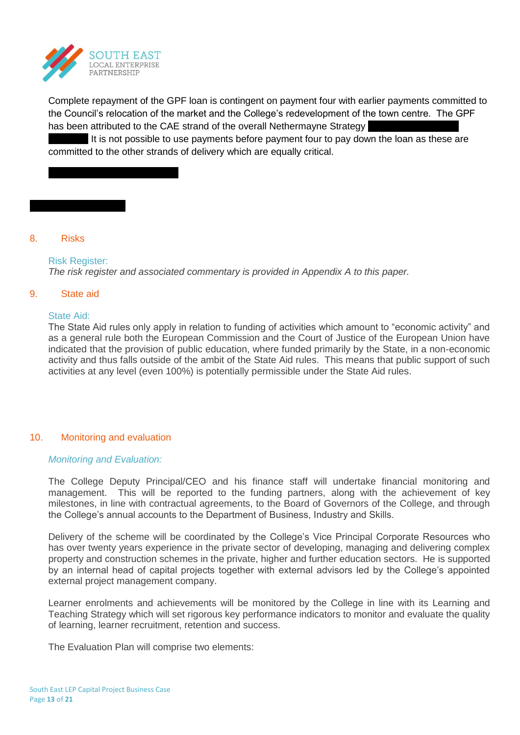Complete repayment of the GPF loan is contingent on payment four with earlier payments committed to the Council's relocation of the market and the College's redevelopment of the town centre. The GPF has been attributed to the CAE strand of the overall Nethermayne Strategy It is not possible to use payments before payment four to pay down the loan as these are committed to the other strands of delivery which are equally critical.

## 8. Risks

### Risk Register:

*The risk register and associated commentary is provided in Appendix A to this paper.*

## 9. State aid

### State Aid:

The State Aid rules only apply in relation to funding of activities which amount to "economic activity" and as a general rule both the European Commission and the Court of Justice of the European Union have indicated that the provision of public education, where funded primarily by the State, in a non-economic activity and thus falls outside of the ambit of the State Aid rules. This means that public support of such activities at any level (even 100%) is potentially permissible under the State Aid rules.

## 10. Monitoring and evaluation

### *Monitoring and Evaluation:*

The College Deputy Principal/CEO and his finance staff will undertake financial monitoring and management. This will be reported to the funding partners, along with the achievement of key milestones, in line with contractual agreements, to the Board of Governors of the College, and through the College's annual accounts to the Department of Business, Industry and Skills.

Delivery of the scheme will be coordinated by the College's Vice Principal Corporate Resources who has over twenty years experience in the private sector of developing, managing and delivering complex property and construction schemes in the private, higher and further education sectors. He is supported by an internal head of capital projects together with external advisors led by the College's appointed external project management company.

Learner enrolments and achievements will be monitored by the College in line with its Learning and Teaching Strategy which will set rigorous key performance indicators to monitor and evaluate the quality of learning, learner recruitment, retention and success.

The Evaluation Plan will comprise two elements: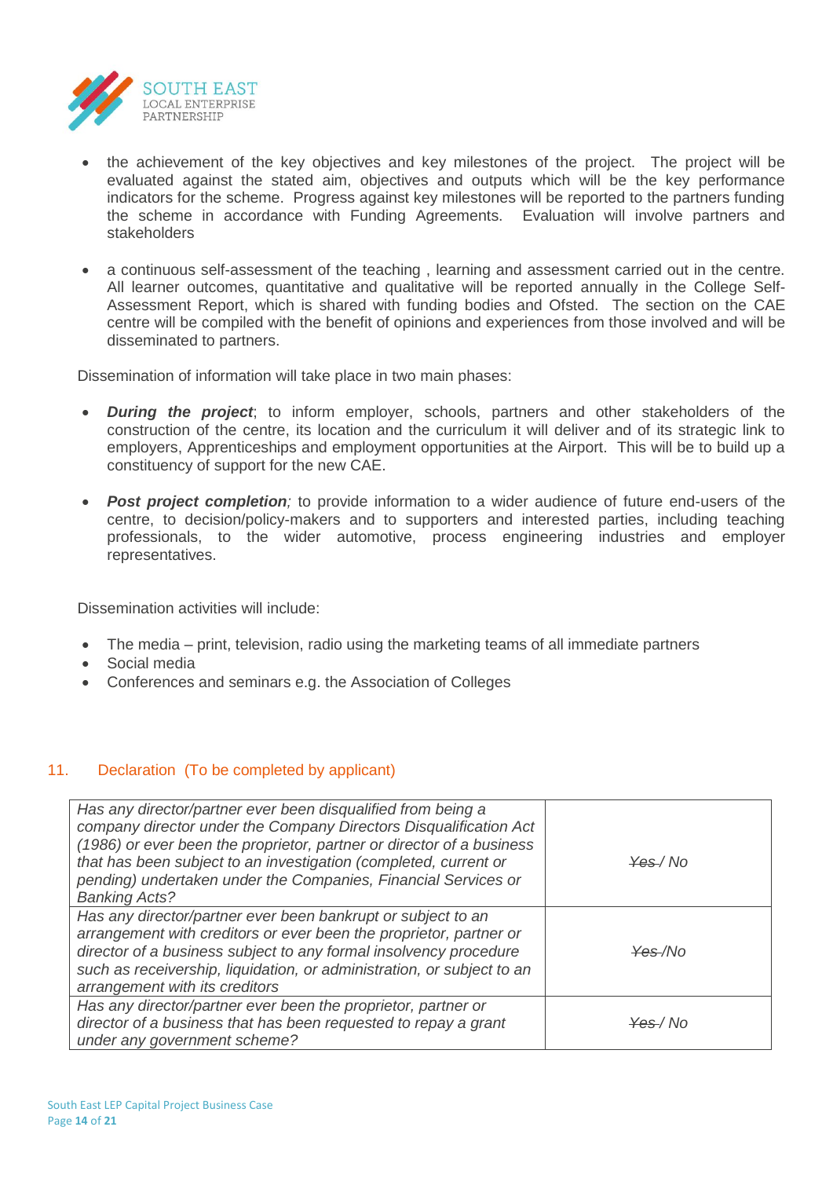- the achievement of the key objectives and key milestones of the project. The project will be evaluated against the stated aim, objectives and outputs which will be the key performance indicators for the scheme. Progress against key milestones will be reported to the partners funding the scheme in accordance with Funding Agreements. Evaluation will involve partners and stakeholders

- a continuous self-assessment of the teaching , learning and assessment carried out in the centre. All learner outcomes, quantitative and qualitative will be reported annually in the College Self-Assessment Report, which is shared with funding bodies and Ofsted. The section on the CAE centre will be compiled with the benefit of opinions and experiences from those involved and will be disseminated to partners.

Dissemination of information will take place in two main phases:

- ***During the project***; to inform employer, schools, partners and other stakeholders of the construction of the centre, its location and the curriculum it will deliver and of its strategic link to employers, Apprenticeships and employment opportunities at the Airport. This will be to build up a constituency of support for the new CAE.

- ***Post project completion****;* to provide information to a wider audience of future end-users of the centre, to decision/policy-makers and to supporters and interested parties, including teaching professionals, to the wider automotive, process engineering industries and employer representatives.

Dissemination activities will include:

- The media – print, television, radio using the marketing teams of all immediate partners
- Social media
- Conferences and seminars e.g. the Association of Colleges

## 11. Declaration (To be completed by applicant)

| | |
|---|---|
| *Has any director/partner ever been disqualified from being a company director under the Company Directors Disqualification Act (1986) or ever been the proprietor, partner or director of a business that has been subject to an investigation (completed, current or pending) undertaken under the Companies, Financial Services or Banking Acts?* | *~~Yes~~ / No* |
| *Has any director/partner ever been bankrupt or subject to an arrangement with creditors or ever been the proprietor, partner or director of a business subject to any formal insolvency procedure such as receivership, liquidation, or administration, or subject to an arrangement with its creditors* | *~~Yes~~ /No* |
| *Has any director/partner ever been the proprietor, partner or director of a business that has been requested to repay a grant under any government scheme?* | *~~Yes~~ / No* |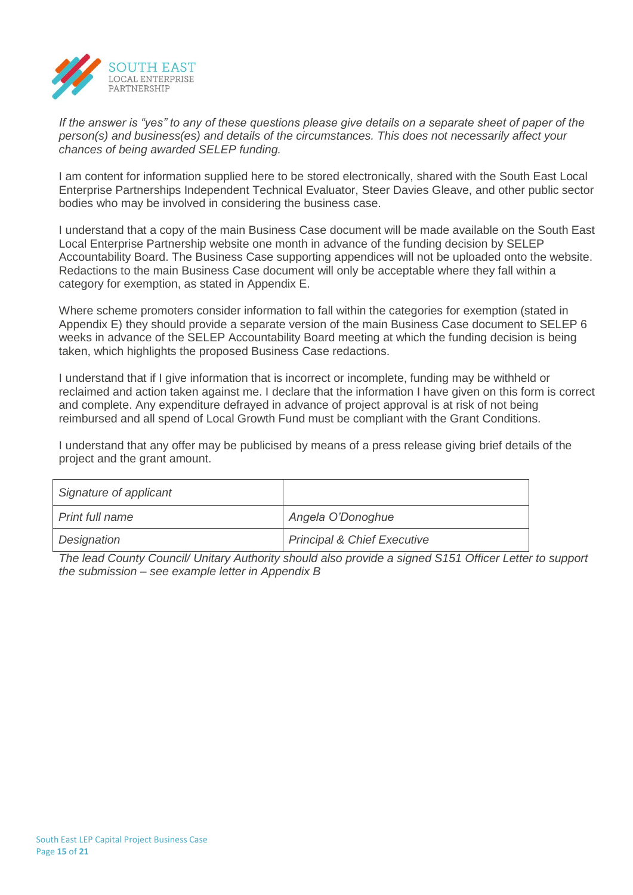*If the answer is "yes" to any of these questions please give details on a separate sheet of paper of the person(s) and business(es) and details of the circumstances. This does not necessarily affect your chances of being awarded SELEP funding.*

I am content for information supplied here to be stored electronically, shared with the South East Local Enterprise Partnerships Independent Technical Evaluator, Steer Davies Gleave, and other public sector bodies who may be involved in considering the business case.

I understand that a copy of the main Business Case document will be made available on the South East Local Enterprise Partnership website one month in advance of the funding decision by SELEP Accountability Board. The Business Case supporting appendices will not be uploaded onto the website. Redactions to the main Business Case document will only be acceptable where they fall within a category for exemption, as stated in Appendix E.

Where scheme promoters consider information to fall within the categories for exemption (stated in Appendix E) they should provide a separate version of the main Business Case document to SELEP 6 weeks in advance of the SELEP Accountability Board meeting at which the funding decision is being taken, which highlights the proposed Business Case redactions.

I understand that if I give information that is incorrect or incomplete, funding may be withheld or reclaimed and action taken against me. I declare that the information I have given on this form is correct and complete. Any expenditure defrayed in advance of project approval is at risk of not being reimbursed and all spend of Local Growth Fund must be compliant with the Grant Conditions.

I understand that any offer may be publicised by means of a press release giving brief details of the project and the grant amount.

| *Signature of applicant* | |
|---|---|
| *Print full name* | *Angela O'Donoghue* |
| *Designation* | *Principal & Chief Executive* |

*The lead County Council/ Unitary Authority should also provide a signed S151 Officer Letter to support the submission – see example letter in Appendix B*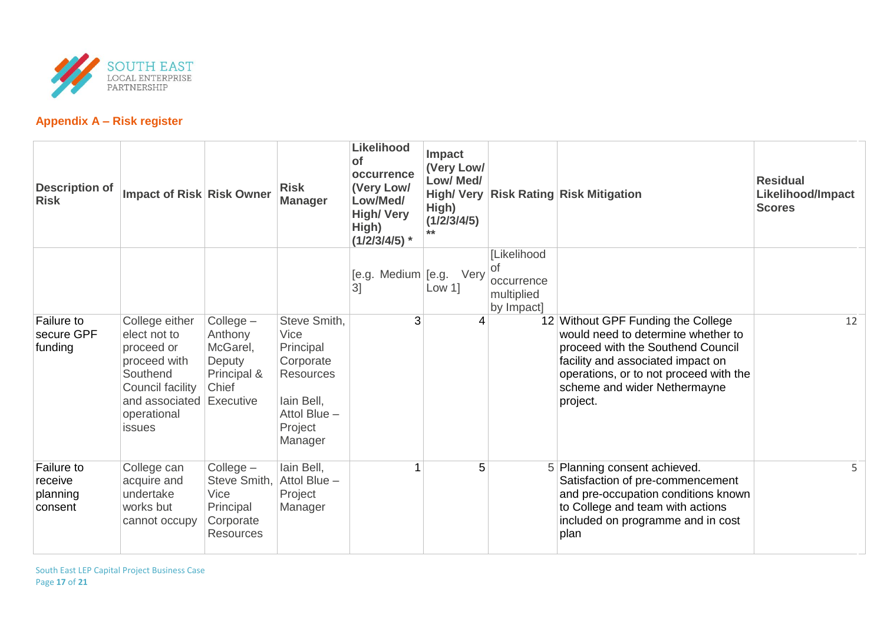## Appendix A – Risk register

| Description of Risk | Impact of Risk | Risk Owner | Risk Manager | Likelihood of occurrence (Very Low/ Low/Med/ High/ Very High) (1/2/3/4/5) * | Impact (Very Low/ Low/ Med/ High/ Very High) (1/2/3/4/5) ** | Risk Rating | Risk Mitigation | Residual Likelihood/Impact Scores |
|---|---|---|---|---|---|---|---|---|
| | | | | [e.g. Medium 3] | [e.g. Very Low 1] | [Likelihood of occurrence multiplied by Impact] | | |
| Failure to secure GPF funding | College either elect not to proceed or proceed with Southend Council facility and associated operational issues | College – Anthony McGarel, Deputy Principal & Chief Executive | Steve Smith, Vice Principal Corporate Resources<br><br>Iain Bell, Attol Blue – Project Manager | 3 | 4 | 12 | Without GPF Funding the College would need to determine whether to proceed with the Southend Council facility and associated impact on operations, or to not proceed with the scheme and wider Nethermayne project. | 12 |
| Failure to receive planning consent | College can acquire and undertake works but cannot occupy | College – Steve Smith, Vice Principal Corporate Resources | Iain Bell, Attol Blue – Project Manager | 1 | 5 | 5 | Planning consent achieved. Satisfaction of pre-commencement and pre-occupation conditions known to College and team with actions included on programme and in cost plan | 5 |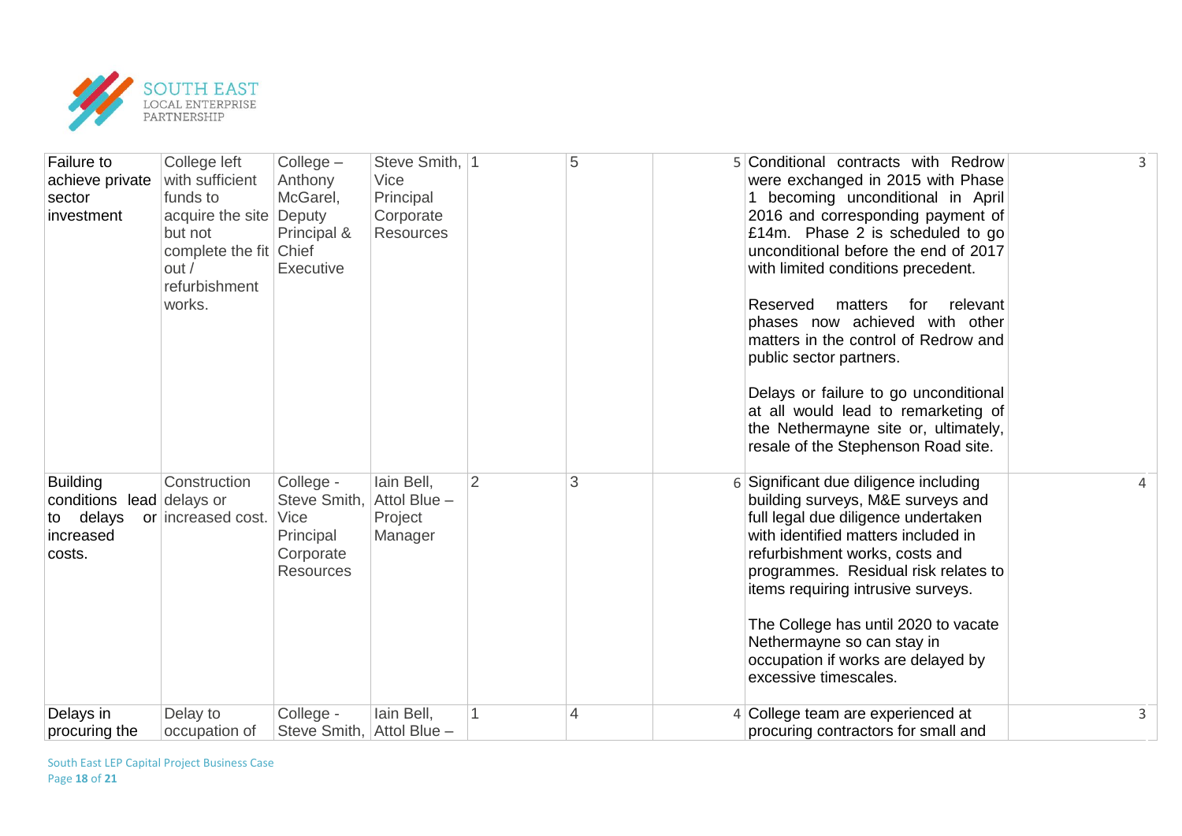| Failure to achieve private sector investment | College left with sufficient funds to acquire the site but not complete the fit out / refurbishment works. | College – Anthony McGarel, Deputy Principal & Chief Executive | Steve Smith, Vice Principal Corporate Resources | 1 | 5 | 5 | Conditional contracts with Redrow were exchanged in 2015 with Phase 1 becoming unconditional in April 2016 and corresponding payment of £14m. Phase 2 is scheduled to go unconditional before the end of 2017 with limited conditions precedent.<br><br>Reserved matters for relevant phases now achieved with other matters in the control of Redrow and public sector partners.<br><br>Delays or failure to go unconditional at all would lead to remarketing of the Nethermayne site or, ultimately, resale of the Stephenson Road site. | 3 |
|---|---|---|---|---|---|---|---|---|
| Building conditions lead to delays or increased costs. | Construction delays or increased cost. | College - Steve Smith, Vice Principal Corporate Resources | Iain Bell, Attol Blue – Project Manager | 2 | 3 | 6 | Significant due diligence including building surveys, M&E surveys and full legal due diligence undertaken with identified matters included in refurbishment works, costs and programmes. Residual risk relates to items requiring intrusive surveys.<br><br>The College has until 2020 to vacate Nethermayne so can stay in occupation if works are delayed by excessive timescales. | 4 |
| Delays in procuring the | Delay to occupation of | College - Steve Smith, | Iain Bell, Attol Blue – | 1 | 4 | 4 | College team are experienced at procuring contractors for small and | 3 |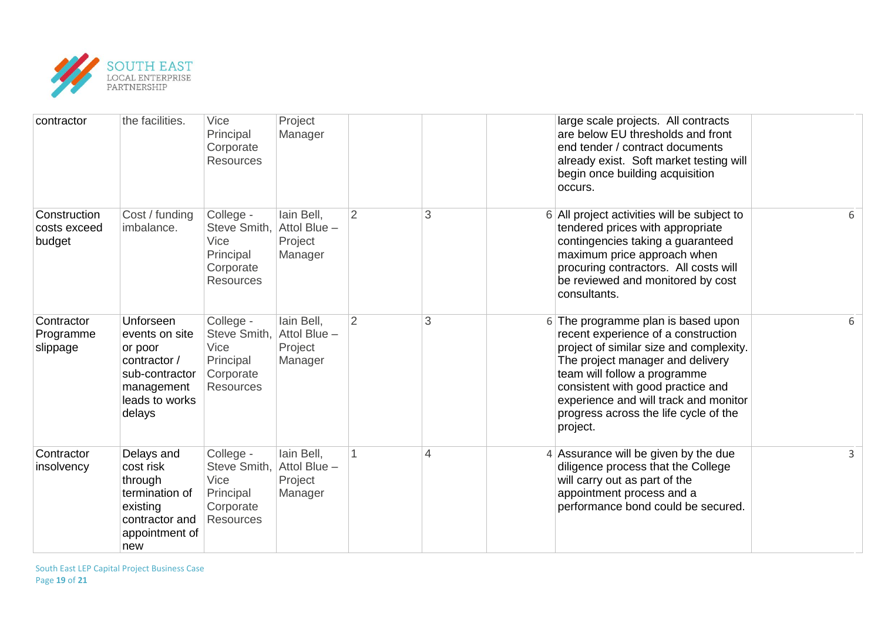| | | | | | | | | |
|---|---|---|---|---|---|---|---|---|
| contractor | the facilities. | Vice Principal Corporate Resources | Project Manager | | | | large scale projects. All contracts are below EU thresholds and front end tender / contract documents already exist. Soft market testing will begin once building acquisition occurs. | |
| Construction costs exceed budget | Cost / funding imbalance. | College - Steve Smith, Vice Principal Corporate Resources | Iain Bell, Attol Blue – Project Manager | 2 | 3 | 6 | All project activities will be subject to tendered prices with appropriate contingencies taking a guaranteed maximum price approach when procuring contractors. All costs will be reviewed and monitored by cost consultants. | 6 |
| Contractor Programme slippage | Unforseen events on site or poor contractor / sub-contractor management leads to works delays | College - Steve Smith, Vice Principal Corporate Resources | Iain Bell, Attol Blue – Project Manager | 2 | 3 | 6 | The programme plan is based upon recent experience of a construction project of similar size and complexity. The project manager and delivery team will follow a programme consistent with good practice and experience and will track and monitor progress across the life cycle of the project. | 6 |
| Contractor insolvency | Delays and cost risk through termination of existing contractor and appointment of new | College - Steve Smith, Vice Principal Corporate Resources | Iain Bell, Attol Blue – Project Manager | 1 | 4 | 4 | Assurance will be given by the due diligence process that the College will carry out as part of the appointment process and a performance bond could be secured. | 3 |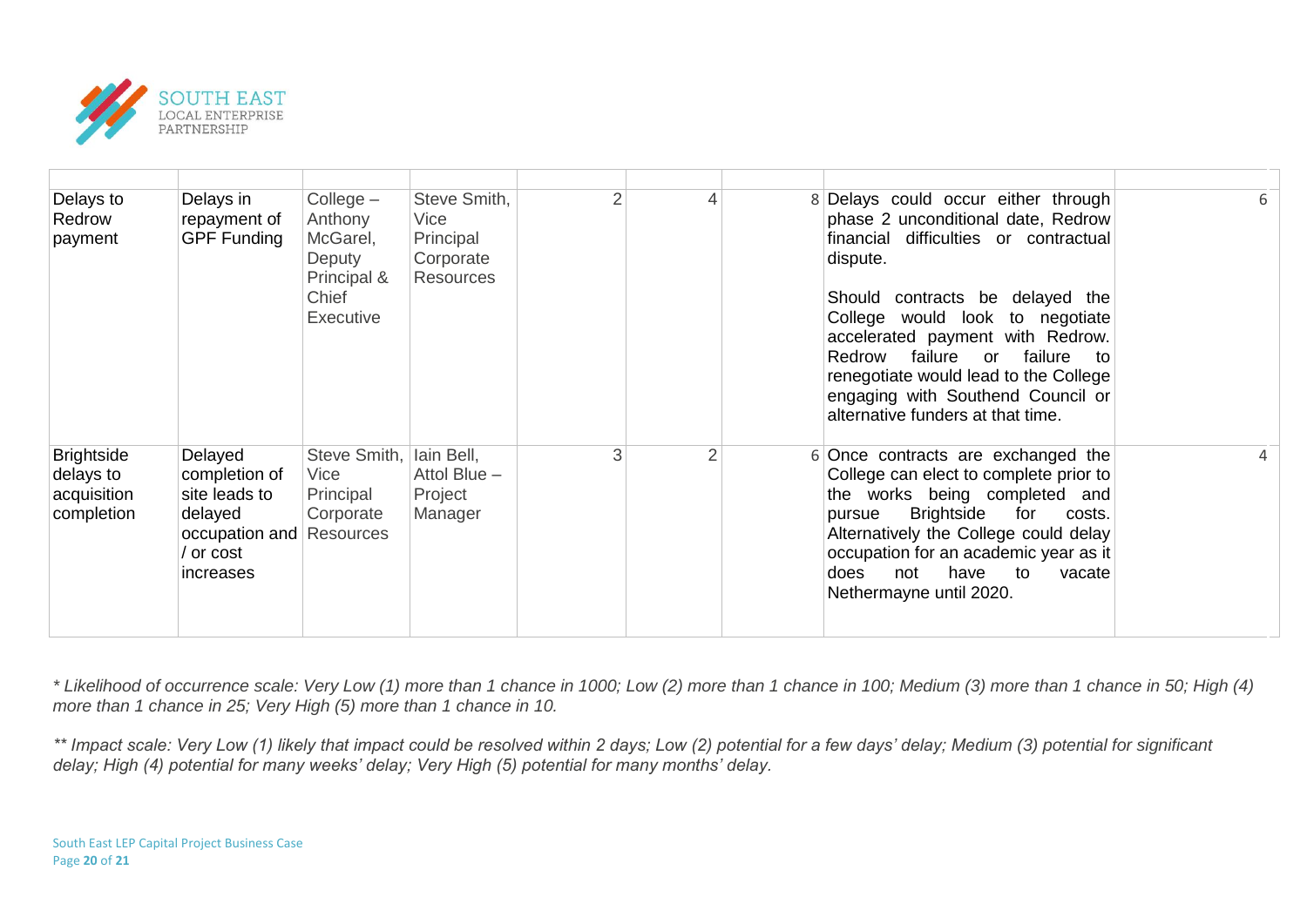| | | | | | | | | |
|---|---|---|---|---|---|---|---|---|
| Delays to Redrow payment | Delays in repayment of GPF Funding | College – Anthony McGarel, Deputy Principal & Chief Executive | Steve Smith, Vice Principal Corporate Resources | 2 | 4 | 8 | Delays could occur either through phase 2 unconditional date, Redrow financial difficulties or contractual dispute.<br><br>Should contracts be delayed the College would look to negotiate accelerated payment with Redrow. Redrow failure or failure to renegotiate would lead to the College engaging with Southend Council or alternative funders at that time. | 6 |
| Brightside delays to acquisition completion | Delayed completion of site leads to delayed occupation and / or cost increases | Steve Smith, Vice Principal Corporate Resources | Iain Bell, Attol Blue – Project Manager | 3 | 2 | 6 | Once contracts are exchanged the College can elect to complete prior to the works being completed and pursue Brightside for costs. Alternatively the College could delay occupation for an academic year as it does not have to vacate Nethermayne until 2020. | 4 |

*\* Likelihood of occurrence scale: Very Low (1) more than 1 chance in 1000; Low (2) more than 1 chance in 100; Medium (3) more than 1 chance in 50; High (4) more than 1 chance in 25; Very High (5) more than 1 chance in 10.*

*\*\* Impact scale: Very Low (1) likely that impact could be resolved within 2 days; Low (2) potential for a few days' delay; Medium (3) potential for significant delay; High (4) potential for many weeks' delay; Very High (5) potential for many months' delay.*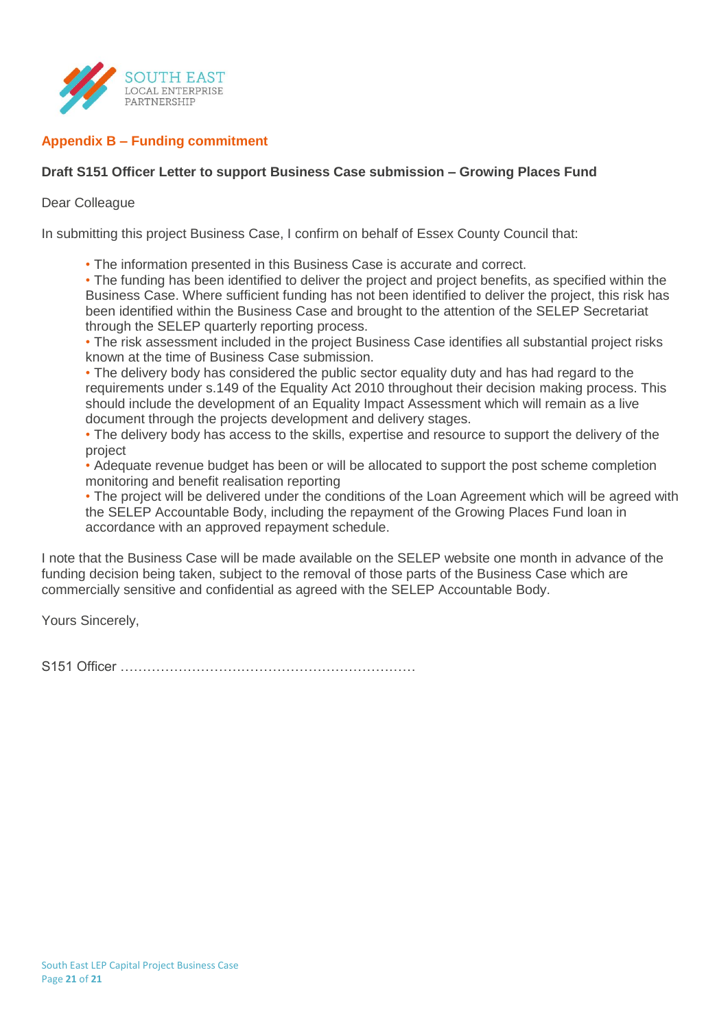## Appendix B – Funding commitment

**Draft S151 Officer Letter to support Business Case submission – Growing Places Fund**

Dear Colleague

In submitting this project Business Case, I confirm on behalf of Essex County Council that:

- The information presented in this Business Case is accurate and correct.
- The funding has been identified to deliver the project and project benefits, as specified within the Business Case. Where sufficient funding has not been identified to deliver the project, this risk has been identified within the Business Case and brought to the attention of the SELEP Secretariat through the SELEP quarterly reporting process.
- The risk assessment included in the project Business Case identifies all substantial project risks known at the time of Business Case submission.
- The delivery body has considered the public sector equality duty and has had regard to the requirements under s.149 of the Equality Act 2010 throughout their decision making process. This should include the development of an Equality Impact Assessment which will remain as a live document through the projects development and delivery stages.
- The delivery body has access to the skills, expertise and resource to support the delivery of the project
- Adequate revenue budget has been or will be allocated to support the post scheme completion monitoring and benefit realisation reporting
- The project will be delivered under the conditions of the Loan Agreement which will be agreed with the SELEP Accountable Body, including the repayment of the Growing Places Fund loan in accordance with an approved repayment schedule.

I note that the Business Case will be made available on the SELEP website one month in advance of the funding decision being taken, subject to the removal of those parts of the Business Case which are commercially sensitive and confidential as agreed with the SELEP Accountable Body.

Yours Sincerely,

S151 Officer ………………………………………………………